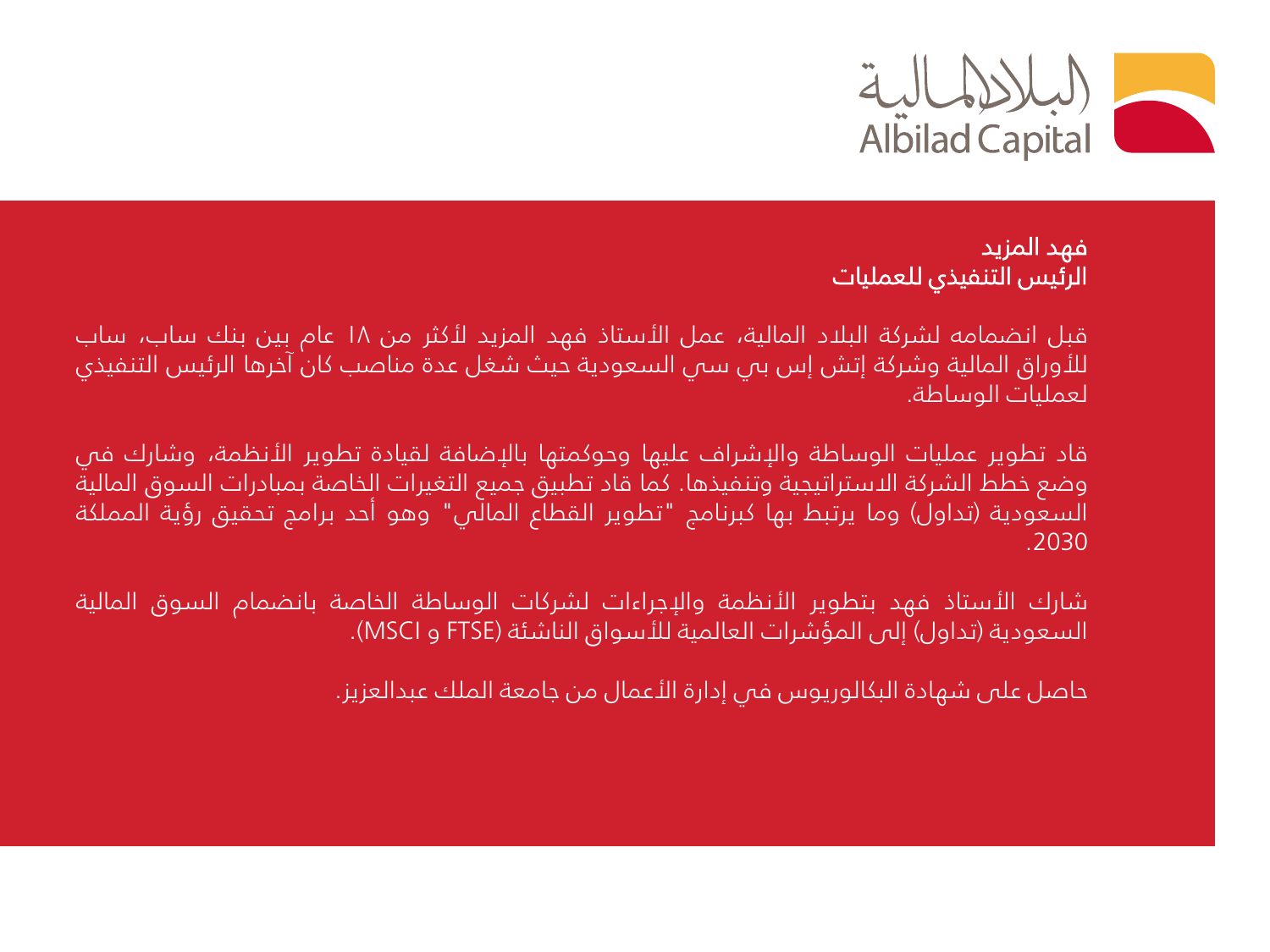البلاد المالية
Albilad Capital

**فهد المزيد**
**الرئيس التنفيذي للعمليات**

قبل انضمامه لشركة البلاد المالية، عمل الأستاذ فهد المزيد لأكثر من ١٨ عام بين بنك ساب، ساب للأوراق المالية وشركة إتش إس بي سي السعودية حيث شغل عدة مناصب كان آخرها الرئيس التنفيذي لعمليات الوساطة.

قاد تطوير عمليات الوساطة والإشراف عليها وحوكمتها بالإضافة لقيادة تطوير الأنظمة، وشارك في وضع خطط الشركة الاستراتيجية وتنفيذها. كما قاد تطبيق جميع التغيرات الخاصة بمبادرات السوق المالية السعودية (تداول) وما يرتبط بها كبرنامج "تطوير القطاع المالي" وهو أحد برامج تحقيق رؤية المملكة 2030.

شارك الأستاذ فهد بتطوير الأنظمة والإجراءات لشركات الوساطة الخاصة بانضمام السوق المالية السعودية (تداول) إلى المؤشرات العالمية للأسواق الناشئة (FTSE و MSCI).

حاصل على شهادة البكالوريوس في إدارة الأعمال من جامعة الملك عبدالعزيز.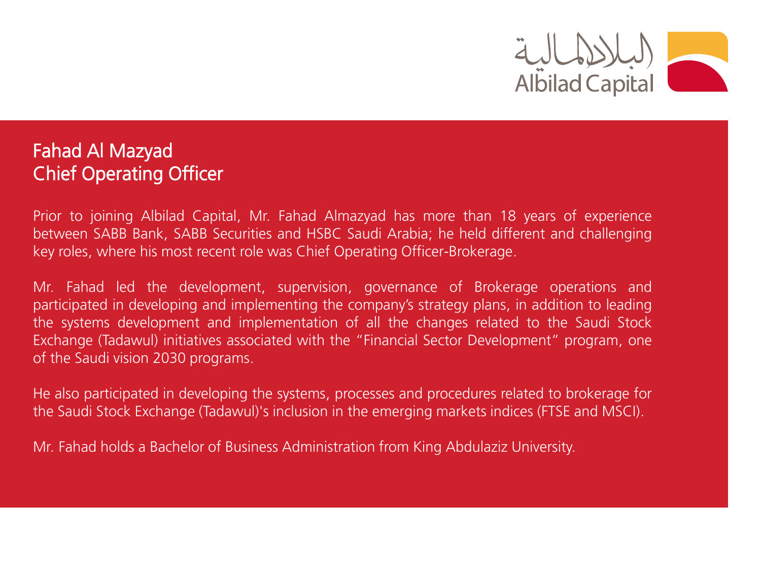## Fahad Al Mazyad
## Chief Operating Officer

Prior to joining Albilad Capital, Mr. Fahad Almazyad has more than 18 years of experience between SABB Bank, SABB Securities and HSBC Saudi Arabia; he held different and challenging key roles, where his most recent role was Chief Operating Officer-Brokerage.

Mr. Fahad led the development, supervision, governance of Brokerage operations and participated in developing and implementing the company's strategy plans, in addition to leading the systems development and implementation of all the changes related to the Saudi Stock Exchange (Tadawul) initiatives associated with the "Financial Sector Development" program, one of the Saudi vision 2030 programs.

He also participated in developing the systems, processes and procedures related to brokerage for the Saudi Stock Exchange (Tadawul)'s inclusion in the emerging markets indices (FTSE and MSCI).

Mr. Fahad holds a Bachelor of Business Administration from King Abdulaziz University.